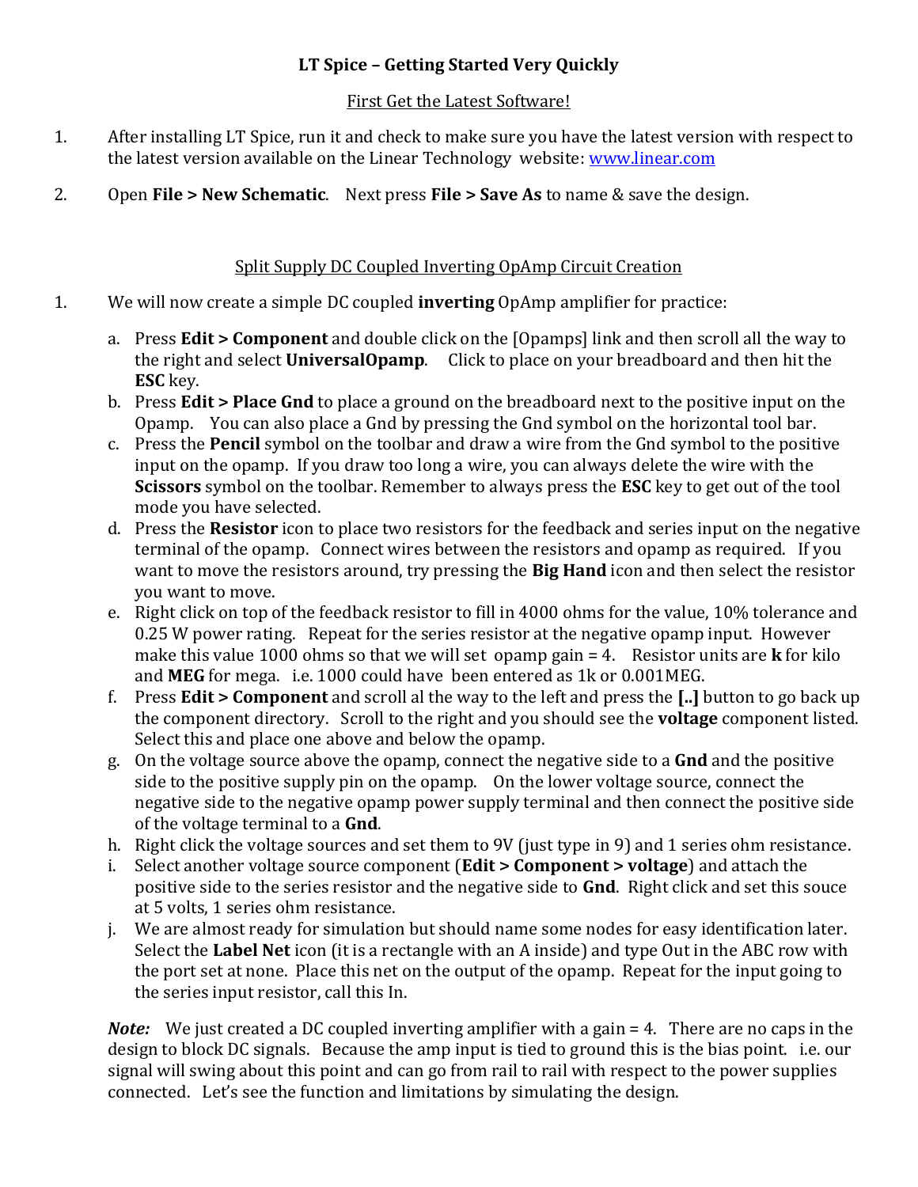# LT Spice – Getting Started Very Quickly

## First Get the Latest Software!

1. After installing LT Spice, run it and check to make sure you have the latest version with respect to the latest version available on the Linear Technology website: www.linear.com

2. Open **File > New Schematic**. Next press **File > Save As** to name & save the design.

## Split Supply DC Coupled Inverting OpAmp Circuit Creation

1. We will now create a simple DC coupled **inverting** OpAmp amplifier for practice:

   a. Press **Edit > Component** and double click on the [Opamps] link and then scroll all the way to the right and select **UniversalOpamp**. Click to place on your breadboard and then hit the **ESC** key.

   b. Press **Edit > Place Gnd** to place a ground on the breadboard next to the positive input on the Opamp. You can also place a Gnd by pressing the Gnd symbol on the horizontal tool bar.

   c. Press the **Pencil** symbol on the toolbar and draw a wire from the Gnd symbol to the positive input on the opamp. If you draw too long a wire, you can always delete the wire with the **Scissors** symbol on the toolbar. Remember to always press the **ESC** key to get out of the tool mode you have selected.

   d. Press the **Resistor** icon to place two resistors for the feedback and series input on the negative terminal of the opamp. Connect wires between the resistors and opamp as required. If you want to move the resistors around, try pressing the **Big Hand** icon and then select the resistor you want to move.

   e. Right click on top of the feedback resistor to fill in 4000 ohms for the value, 10% tolerance and 0.25 W power rating. Repeat for the series resistor at the negative opamp input. However make this value 1000 ohms so that we will set opamp gain = 4. Resistor units are **k** for kilo and **MEG** for mega. i.e. 1000 could have been entered as 1k or 0.001MEG.

   f. Press **Edit > Component** and scroll al the way to the left and press the **[..]** button to go back up the component directory. Scroll to the right and you should see the **voltage** component listed. Select this and place one above and below the opamp.

   g. On the voltage source above the opamp, connect the negative side to a **Gnd** and the positive side to the positive supply pin on the opamp. On the lower voltage source, connect the negative side to the negative opamp power supply terminal and then connect the positive side of the voltage terminal to a **Gnd**.

   h. Right click the voltage sources and set them to 9V (just type in 9) and 1 series ohm resistance.

   i. Select another voltage source component (**Edit > Component > voltage**) and attach the positive side to the series resistor and the negative side to **Gnd**. Right click and set this souce at 5 volts, 1 series ohm resistance.

   j. We are almost ready for simulation but should name some nodes for easy identification later. Select the **Label Net** icon (it is a rectangle with an A inside) and type Out in the ABC row with the port set at none. Place this net on the output of the opamp. Repeat for the input going to the series input resistor, call this In.

   ***Note:*** We just created a DC coupled inverting amplifier with a gain = 4. There are no caps in the design to block DC signals. Because the amp input is tied to ground this is the bias point. i.e. our signal will swing about this point and can go from rail to rail with respect to the power supplies connected. Let's see the function and limitations by simulating the design.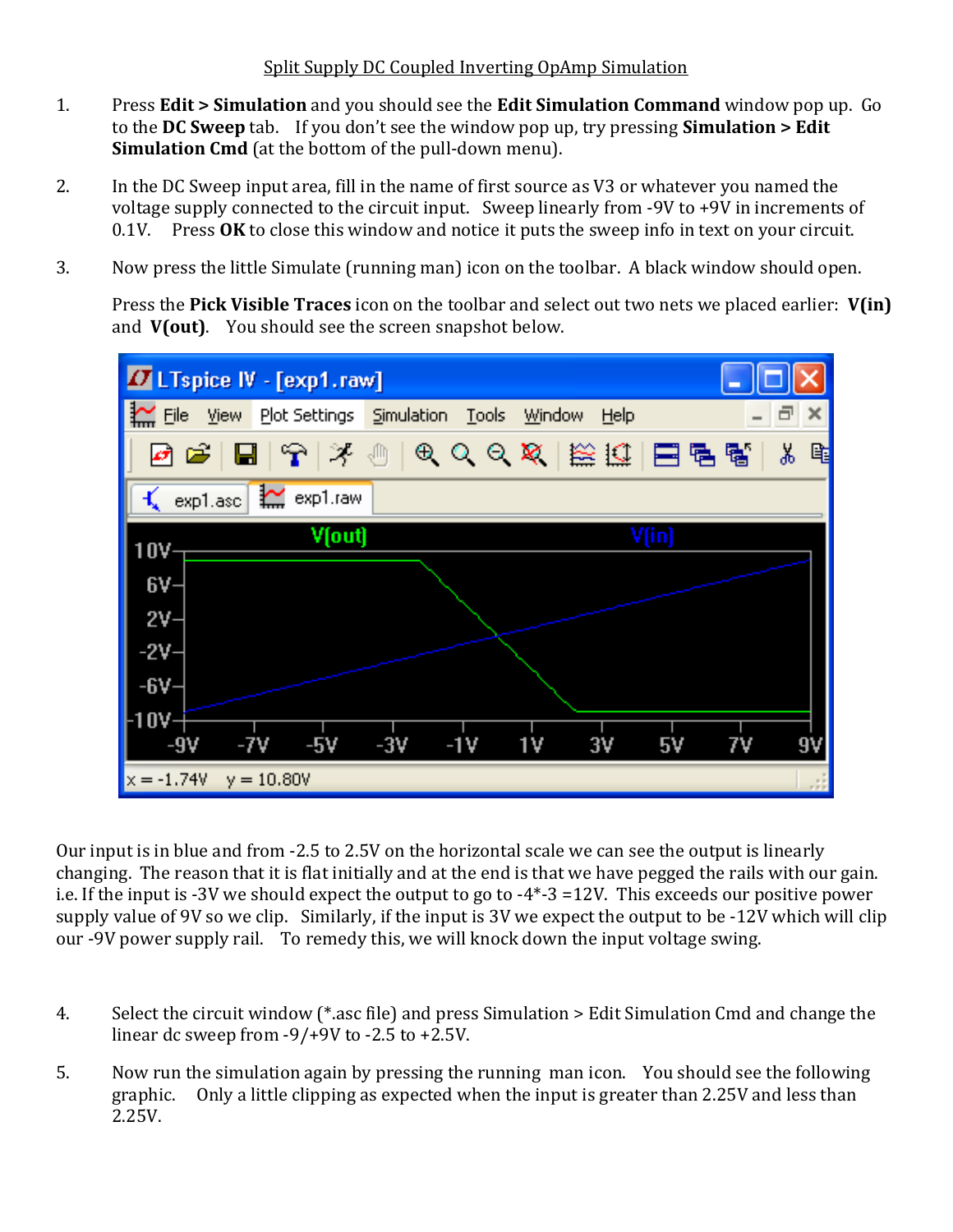Split Supply DC Coupled Inverting OpAmp Simulation

1. Press **Edit > Simulation** and you should see the **Edit Simulation Command** window pop up. Go to the **DC Sweep** tab. If you don't see the window pop up, try pressing **Simulation > Edit Simulation Cmd** (at the bottom of the pull-down menu).

2. In the DC Sweep input area, fill in the name of first source as V3 or whatever you named the voltage supply connected to the circuit input. Sweep linearly from -9V to +9V in increments of 0.1V. Press **OK** to close this window and notice it puts the sweep info in text on your circuit.

3. Now press the little Simulate (running man) icon on the toolbar. A black window should open.

   Press the **Pick Visible Traces** icon on the toolbar and select out two nets we placed earlier: **V(in)** and **V(out)**. You should see the screen snapshot below.

Our input is in blue and from -2.5 to 2.5V on the horizontal scale we can see the output is linearly changing. The reason that it is flat initially and at the end is that we have pegged the rails with our gain. i.e. If the input is -3V we should expect the output to go to -4*-3 =12V. This exceeds our positive power supply value of 9V so we clip. Similarly, if the input is 3V we expect the output to be -12V which will clip our -9V power supply rail. To remedy this, we will knock down the input voltage swing.

4. Select the circuit window (*.asc file) and press Simulation > Edit Simulation Cmd and change the linear dc sweep from -9/+9V to -2.5 to +2.5V.

5. Now run the simulation again by pressing the running man icon. You should see the following graphic. Only a little clipping as expected when the input is greater than 2.25V and less than 2.25V.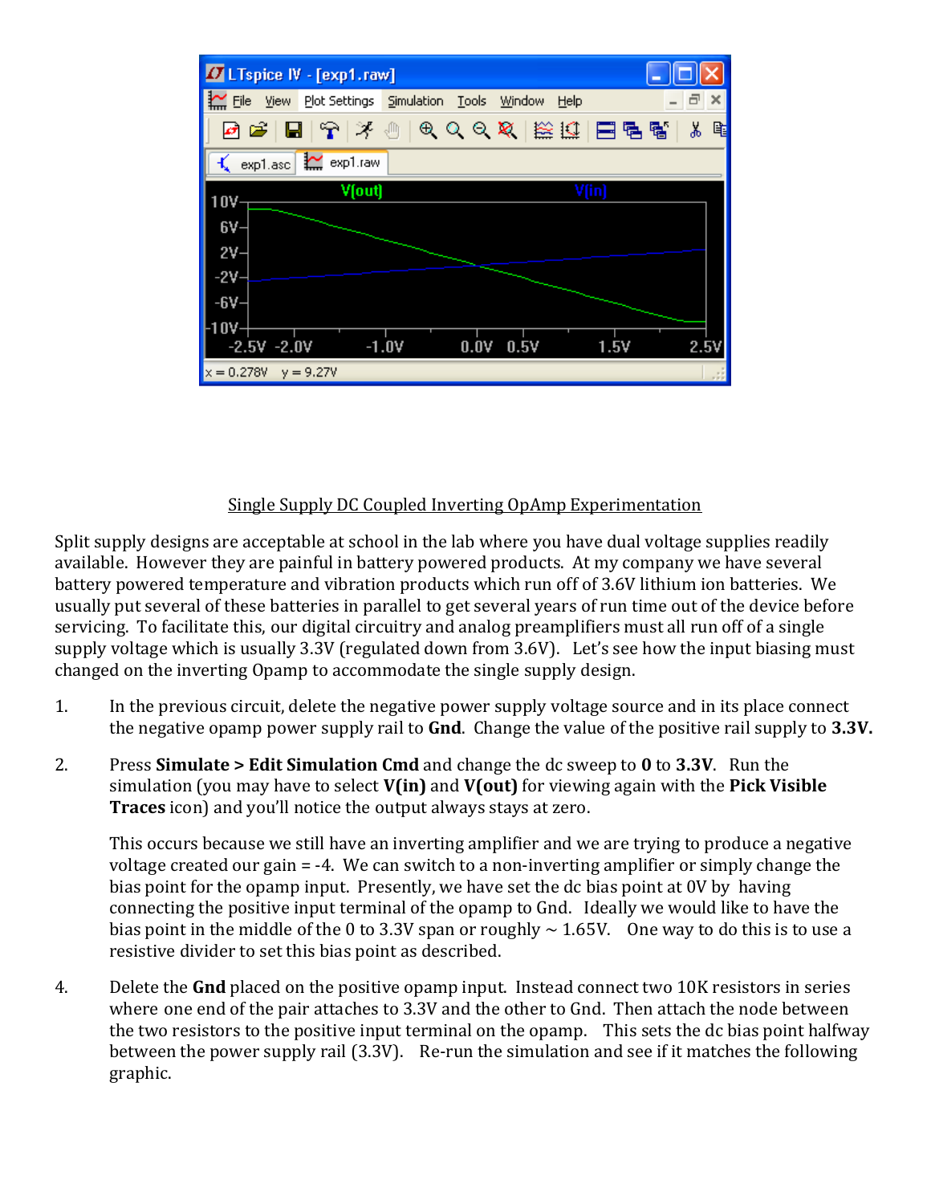## Single Supply DC Coupled Inverting OpAmp Experimentation

Split supply designs are acceptable at school in the lab where you have dual voltage supplies readily available. However they are painful in battery powered products. At my company we have several battery powered temperature and vibration products which run off of 3.6V lithium ion batteries. We usually put several of these batteries in parallel to get several years of run time out of the device before servicing. To facilitate this, our digital circuitry and analog preamplifiers must all run off of a single supply voltage which is usually 3.3V (regulated down from 3.6V). Let's see how the input biasing must changed on the inverting Opamp to accommodate the single supply design.

1. In the previous circuit, delete the negative power supply voltage source and in its place connect the negative opamp power supply rail to **Gnd**. Change the value of the positive rail supply to **3.3V.**

2. Press **Simulate > Edit Simulation Cmd** and change the dc sweep to **0** to **3.3V**. Run the simulation (you may have to select **V(in)** and **V(out)** for viewing again with the **Pick Visible Traces** icon) and you'll notice the output always stays at zero.

   This occurs because we still have an inverting amplifier and we are trying to produce a negative voltage created our gain = -4. We can switch to a non-inverting amplifier or simply change the bias point for the opamp input. Presently, we have set the dc bias point at 0V by having connecting the positive input terminal of the opamp to Gnd. Ideally we would like to have the bias point in the middle of the 0 to 3.3V span or roughly ~ 1.65V. One way to do this is to use a resistive divider to set this bias point as described.

4. Delete the **Gnd** placed on the positive opamp input. Instead connect two 10K resistors in series where one end of the pair attaches to 3.3V and the other to Gnd. Then attach the node between the two resistors to the positive input terminal on the opamp. This sets the dc bias point halfway between the power supply rail (3.3V). Re-run the simulation and see if it matches the following graphic.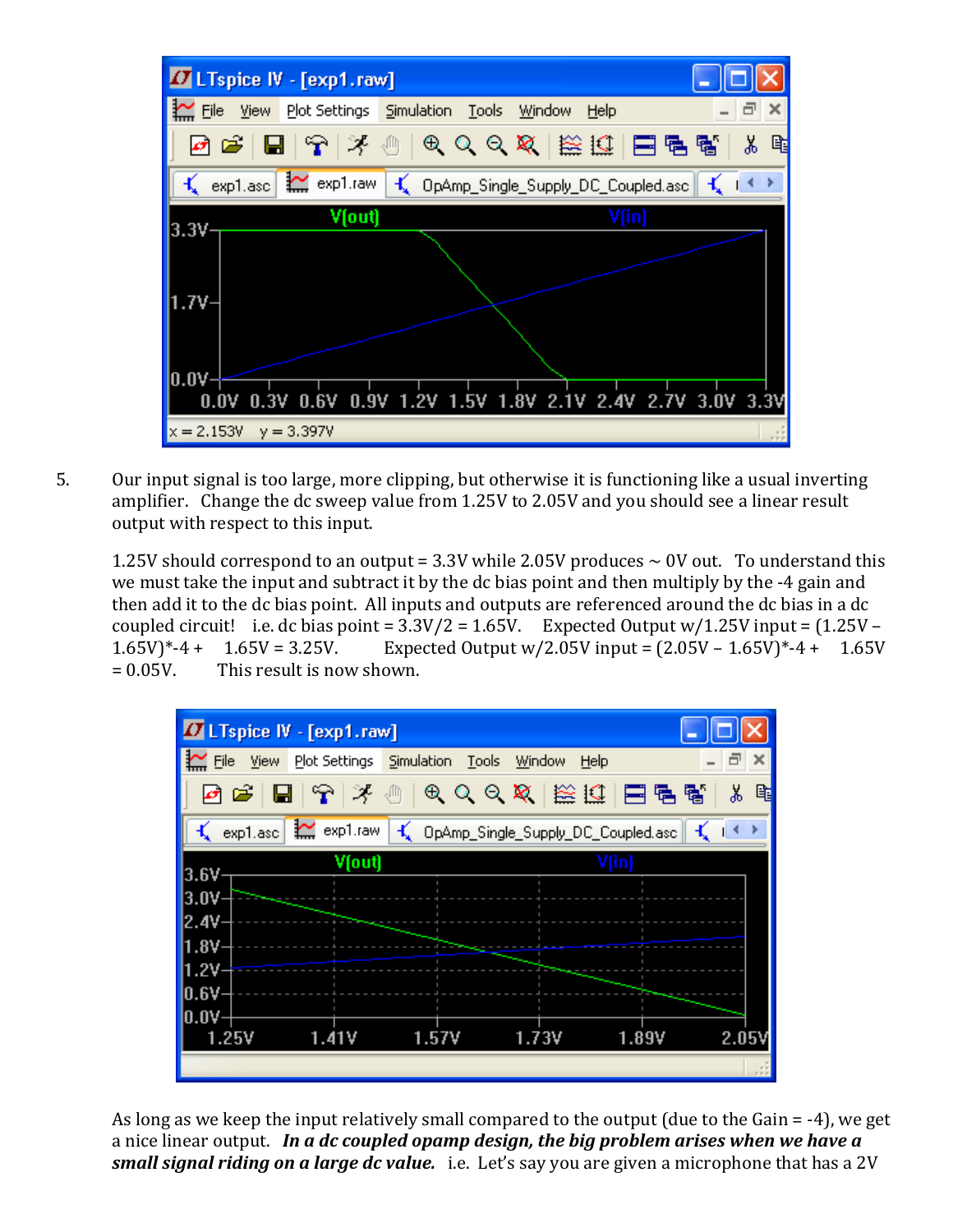5. Our input signal is too large, more clipping, but otherwise it is functioning like a usual inverting amplifier. Change the dc sweep value from 1.25V to 2.05V and you should see a linear result output with respect to this input.

   1.25V should correspond to an output = 3.3V while 2.05V produces ~ 0V out. To understand this we must take the input and subtract it by the dc bias point and then multiply by the -4 gain and then add it to the dc bias point. All inputs and outputs are referenced around the dc bias in a dc coupled circuit! i.e. dc bias point = 3.3V/2 = 1.65V. Expected Output w/1.25V input = (1.25V – 1.65V)*-4 + 1.65V = 3.25V. Expected Output w/2.05V input = (2.05V – 1.65V)*-4 + 1.65V = 0.05V. This result is now shown.

   As long as we keep the input relatively small compared to the output (due to the Gain = -4), we get a nice linear output. ***In a dc coupled opamp design, the big problem arises when we have a small signal riding on a large dc value.*** i.e. Let's say you are given a microphone that has a 2V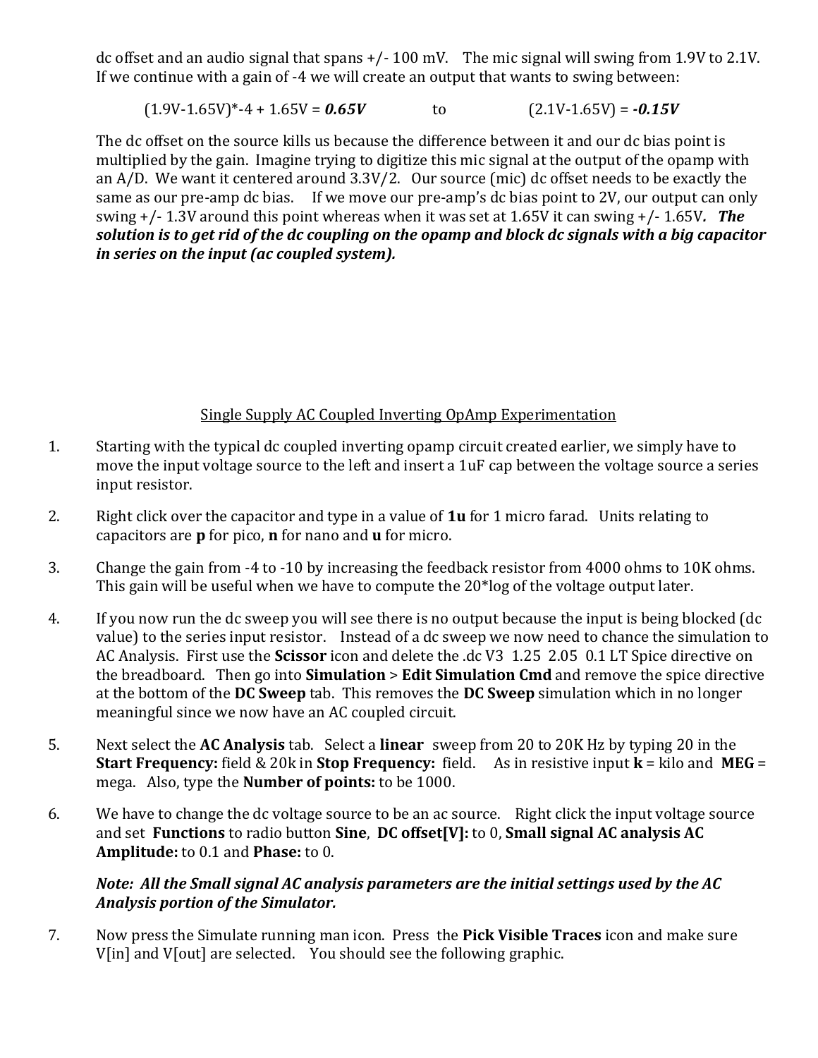dc offset and an audio signal that spans +/- 100 mV. The mic signal will swing from 1.9V to 2.1V. If we continue with a gain of -4 we will create an output that wants to swing between:

(1.9V-1.65V)*-4 + 1.65V = ***0.65V*** to (2.1V-1.65V) = ***-0.15V***

The dc offset on the source kills us because the difference between it and our dc bias point is multiplied by the gain. Imagine trying to digitize this mic signal at the output of the opamp with an A/D. We want it centered around 3.3V/2. Our source (mic) dc offset needs to be exactly the same as our pre-amp dc bias. If we move our pre-amp's dc bias point to 2V, our output can only swing +/- 1.3V around this point whereas when it was set at 1.65V it can swing +/- 1.65V***. The solution is to get rid of the dc coupling on the opamp and block dc signals with a big capacitor in series on the input (ac coupled system).***

## Single Supply AC Coupled Inverting OpAmp Experimentation

1. Starting with the typical dc coupled inverting opamp circuit created earlier, we simply have to move the input voltage source to the left and insert a 1uF cap between the voltage source a series input resistor.

2. Right click over the capacitor and type in a value of **1u** for 1 micro farad. Units relating to capacitors are **p** for pico, **n** for nano and **u** for micro.

3. Change the gain from -4 to -10 by increasing the feedback resistor from 4000 ohms to 10K ohms. This gain will be useful when we have to compute the 20*log of the voltage output later.

4. If you now run the dc sweep you will see there is no output because the input is being blocked (dc value) to the series input resistor. Instead of a dc sweep we now need to chance the simulation to AC Analysis. First use the **Scissor** icon and delete the .dc V3 1.25 2.05 0.1 LT Spice directive on the breadboard. Then go into **Simulation** > **Edit Simulation Cmd** and remove the spice directive at the bottom of the **DC Sweep** tab. This removes the **DC Sweep** simulation which in no longer meaningful since we now have an AC coupled circuit.

5. Next select the **AC Analysis** tab. Select a **linear** sweep from 20 to 20K Hz by typing 20 in the **Start Frequency:** field & 20k in **Stop Frequency:** field. As in resistive input **k** = kilo and **MEG** = mega. Also, type the **Number of points:** to be 1000.

6. We have to change the dc voltage source to be an ac source. Right click the input voltage source and set **Functions** to radio button **Sine**, **DC offset[V]:** to 0, **Small signal AC analysis AC Amplitude:** to 0.1 and **Phase:** to 0.

   ***Note: All the Small signal AC analysis parameters are the initial settings used by the AC Analysis portion of the Simulator.***

7. Now press the Simulate running man icon. Press the **Pick Visible Traces** icon and make sure V[in] and V[out] are selected. You should see the following graphic.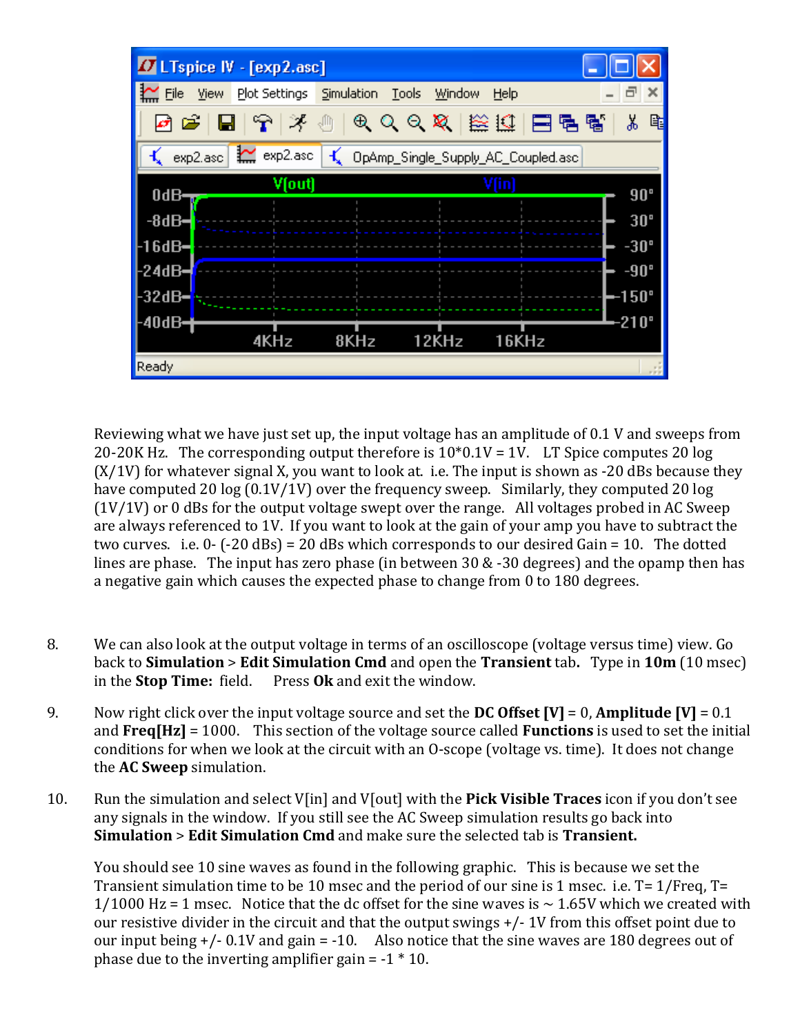Reviewing what we have just set up, the input voltage has an amplitude of 0.1 V and sweeps from 20-20K Hz. The corresponding output therefore is 10*0.1V = 1V. LT Spice computes 20 log (X/1V) for whatever signal X, you want to look at. i.e. The input is shown as -20 dBs because they have computed 20 log (0.1V/1V) over the frequency sweep. Similarly, they computed 20 log (1V/1V) or 0 dBs for the output voltage swept over the range. All voltages probed in AC Sweep are always referenced to 1V. If you want to look at the gain of your amp you have to subtract the two curves. i.e. 0- (-20 dBs) = 20 dBs which corresponds to our desired Gain = 10. The dotted lines are phase. The input has zero phase (in between 30 & -30 degrees) and the opamp then has a negative gain which causes the expected phase to change from 0 to 180 degrees.

8. We can also look at the output voltage in terms of an oscilloscope (voltage versus time) view. Go back to **Simulation** > **Edit Simulation Cmd** and open the **Transient** tab. Type in **10m** (10 msec) in the **Stop Time:** field. Press **Ok** and exit the window.

9. Now right click over the input voltage source and set the **DC Offset [V]** = 0, **Amplitude [V]** = 0.1 and **Freq[Hz]** = 1000. This section of the voltage source called **Functions** is used to set the initial conditions for when we look at the circuit with an O-scope (voltage vs. time). It does not change the **AC Sweep** simulation.

10. Run the simulation and select V[in] and V[out] with the **Pick Visible Traces** icon if you don't see any signals in the window. If you still see the AC Sweep simulation results go back into **Simulation** > **Edit Simulation Cmd** and make sure the selected tab is **Transient.**

    You should see 10 sine waves as found in the following graphic. This is because we set the Transient simulation time to be 10 msec and the period of our sine is 1 msec. i.e. T= 1/Freq, T= 1/1000 Hz = 1 msec. Notice that the dc offset for the sine waves is ~ 1.65V which we created with our resistive divider in the circuit and that the output swings +/- 1V from this offset point due to our input being +/- 0.1V and gain = -10. Also notice that the sine waves are 180 degrees out of phase due to the inverting amplifier gain = -1 * 10.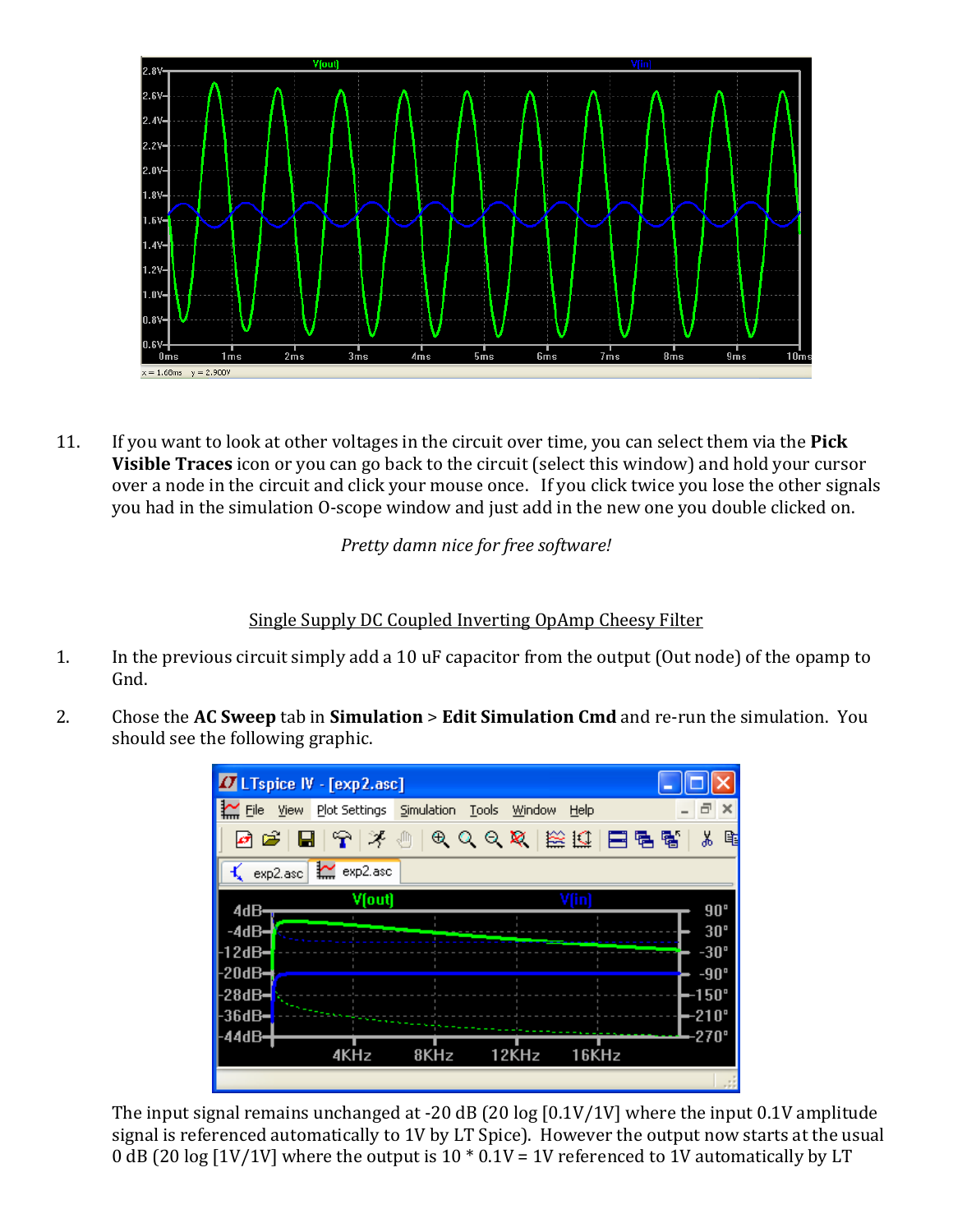11. If you want to look at other voltages in the circuit over time, you can select them via the **Pick Visible Traces** icon or you can go back to the circuit (select this window) and hold your cursor over a node in the circuit and click your mouse once. If you click twice you lose the other signals you had in the simulation O-scope window and just add in the new one you double clicked on.

*Pretty damn nice for free software!*

<u>Single Supply DC Coupled Inverting OpAmp Cheesy Filter</u>

1. In the previous circuit simply add a 10 uF capacitor from the output (Out node) of the opamp to Gnd.

2. Chose the **AC Sweep** tab in **Simulation** > **Edit Simulation Cmd** and re-run the simulation. You should see the following graphic.

The input signal remains unchanged at -20 dB (20 log [0.1V/1V] where the input 0.1V amplitude signal is referenced automatically to 1V by LT Spice). However the output now starts at the usual 0 dB (20 log [1V/1V] where the output is 10 * 0.1V = 1V referenced to 1V automatically by LT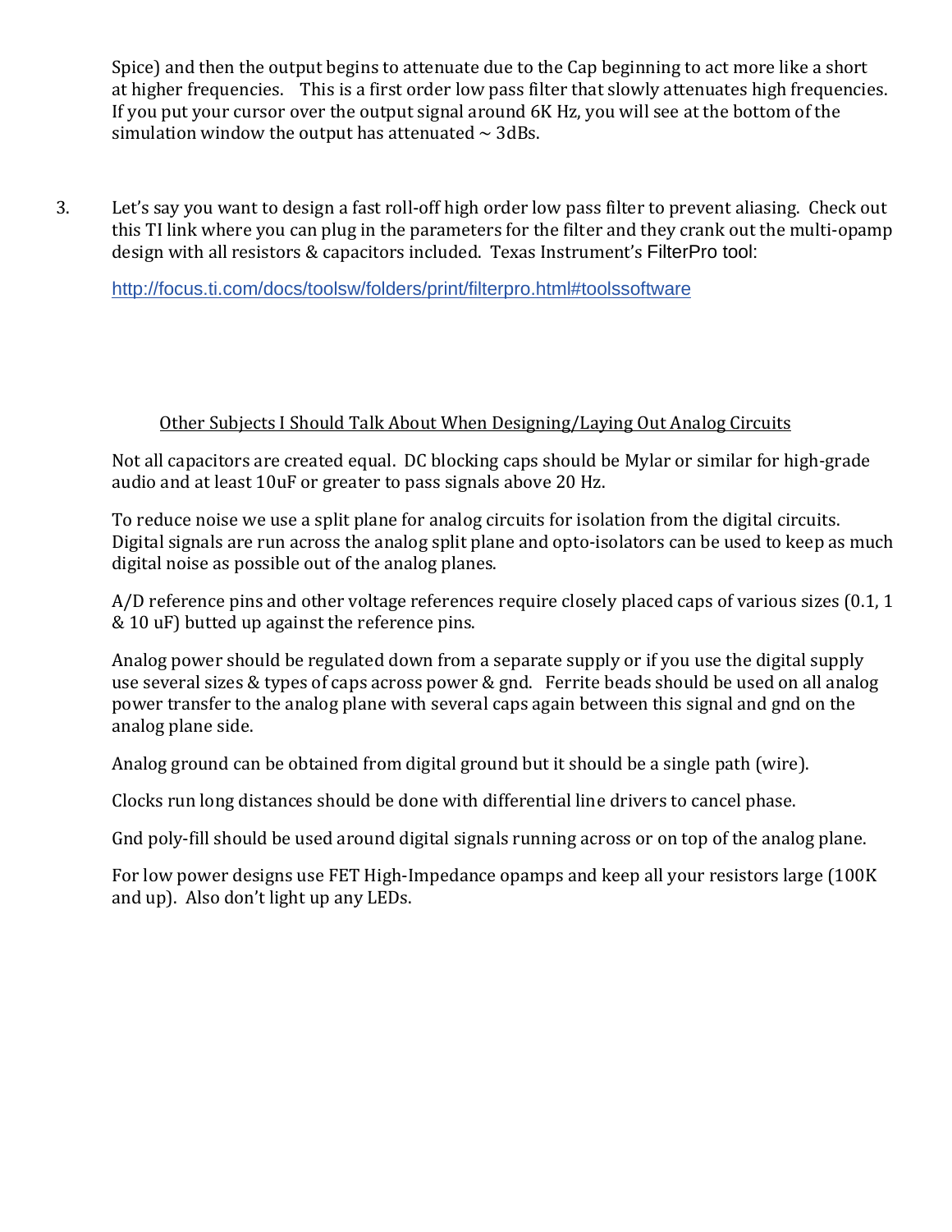Spice) and then the output begins to attenuate due to the Cap beginning to act more like a short at higher frequencies. This is a first order low pass filter that slowly attenuates high frequencies. If you put your cursor over the output signal around 6K Hz, you will see at the bottom of the simulation window the output has attenuated ~ 3dBs.

3. Let's say you want to design a fast roll-off high order low pass filter to prevent aliasing. Check out this TI link where you can plug in the parameters for the filter and they crank out the multi-opamp design with all resistors & capacitors included. Texas Instrument's FilterPro tool:

   http://focus.ti.com/docs/toolsw/folders/print/filterpro.html#toolssoftware

## Other Subjects I Should Talk About When Designing/Laying Out Analog Circuits

Not all capacitors are created equal. DC blocking caps should be Mylar or similar for high-grade audio and at least 10uF or greater to pass signals above 20 Hz.

To reduce noise we use a split plane for analog circuits for isolation from the digital circuits. Digital signals are run across the analog split plane and opto-isolators can be used to keep as much digital noise as possible out of the analog planes.

A/D reference pins and other voltage references require closely placed caps of various sizes (0.1, 1 & 10 uF) butted up against the reference pins.

Analog power should be regulated down from a separate supply or if you use the digital supply use several sizes & types of caps across power & gnd. Ferrite beads should be used on all analog power transfer to the analog plane with several caps again between this signal and gnd on the analog plane side.

Analog ground can be obtained from digital ground but it should be a single path (wire).

Clocks run long distances should be done with differential line drivers to cancel phase.

Gnd poly-fill should be used around digital signals running across or on top of the analog plane.

For low power designs use FET High-Impedance opamps and keep all your resistors large (100K and up). Also don't light up any LEDs.